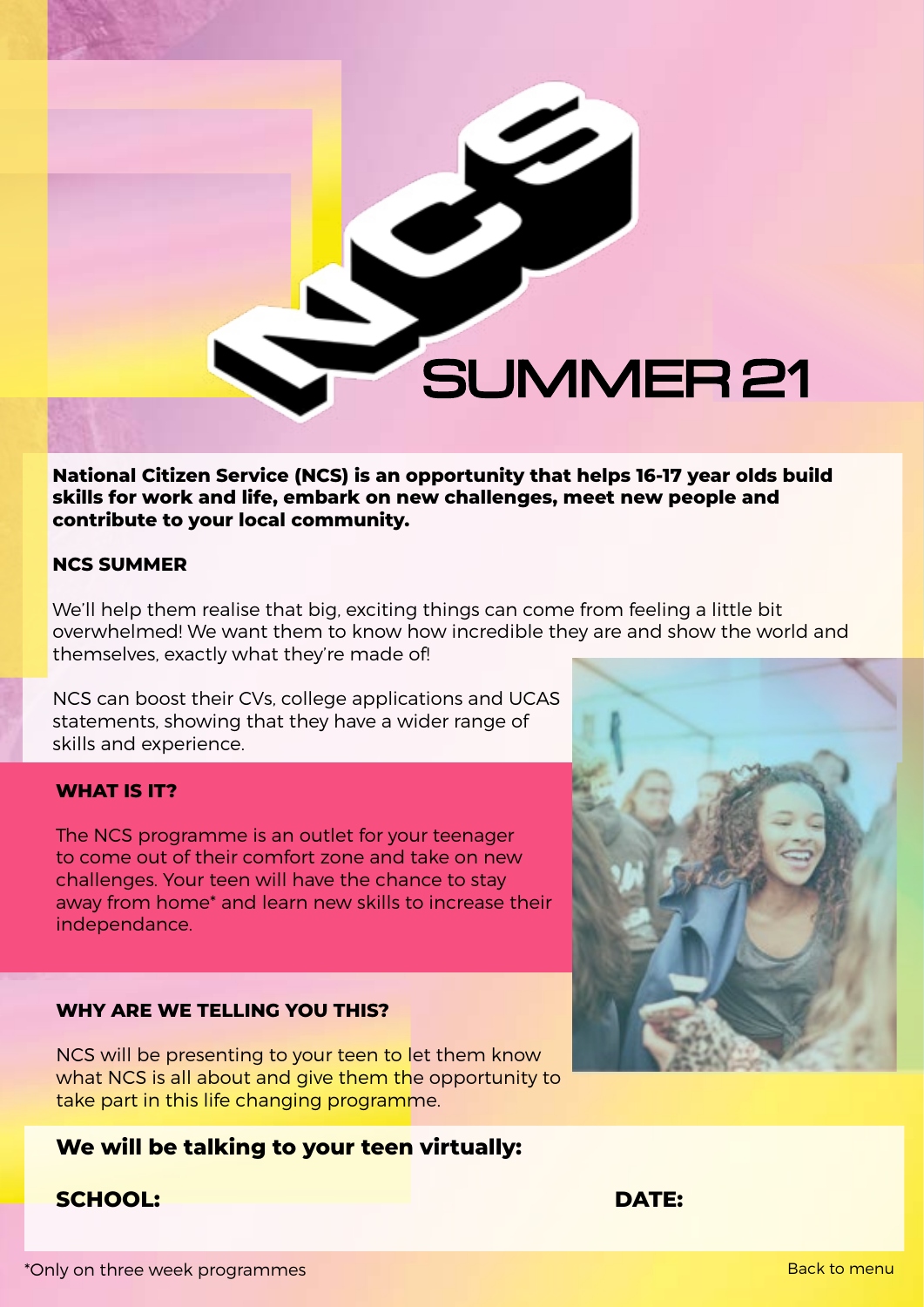# NCS SUMMER 21

**National Citizen Service (NCS) is an opportunity that helps 16-17 year olds build skills for work and life, embark on new challenges, meet new people and contribute to your local community.**

**NCS SUMMER**

We'll help them realise that big, exciting things can come from feeling a little bit overwhelmed! We want them to know how incredible they are and show the world and themselves, exactly what they're made of!

NCS can boost their CVs, college applications and UCAS statements, showing that they have a wider range of skills and experience.

**WHAT IS IT?**

The NCS programme is an outlet for your teenager to come out of their comfort zone and take on new challenges. Your teen will have the chance to stay away from home* and learn new skills to increase their independance.

**WHY ARE WE TELLING YOU THIS?**

NCS will be presenting to your teen to let them know what NCS is all about and give them the opportunity to take part in this life changing programme.

**We will be talking to your teen virtually:**

**SCHOOL:** 

**DATE:**

*Only on three week programmes

Back to menu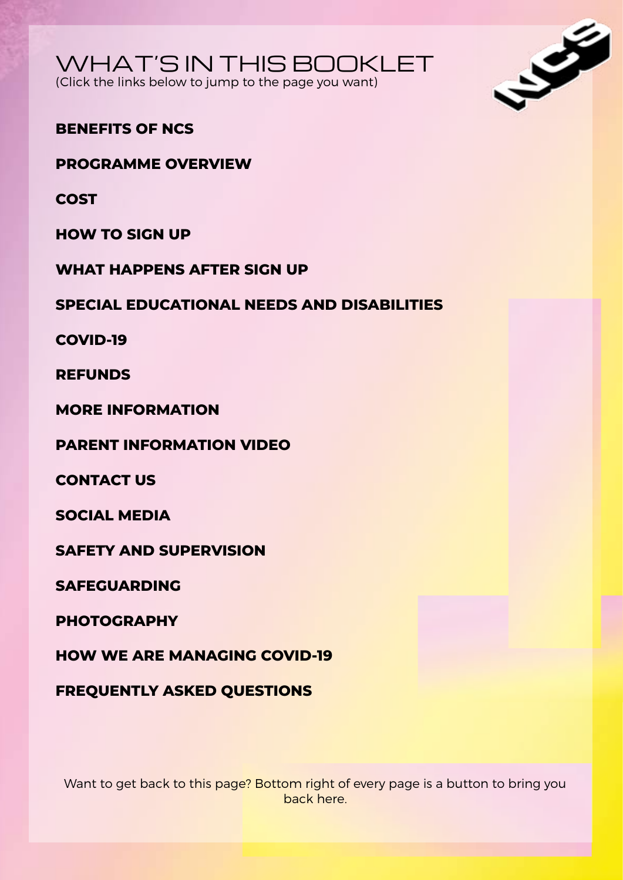# WHAT'S IN THIS BOOKLET

(Click the links below to jump to the page you want)

**BENEFITS OF NCS**

**PROGRAMME OVERVIEW**

**COST**

**HOW TO SIGN UP**

**WHAT HAPPENS AFTER SIGN UP**

**SPECIAL EDUCATIONAL NEEDS AND DISABILITIES**

**COVID-19**

**REFUNDS**

**MORE INFORMATION**

**PARENT INFORMATION VIDEO**

**CONTACT US**

**SOCIAL MEDIA**

**SAFETY AND SUPERVISION**

**SAFEGUARDING**

**PHOTOGRAPHY**

**HOW WE ARE MANAGING COVID-19**

**FREQUENTLY ASKED QUESTIONS**

Want to get back to this page? Bottom right of every page is a button to bring you back here.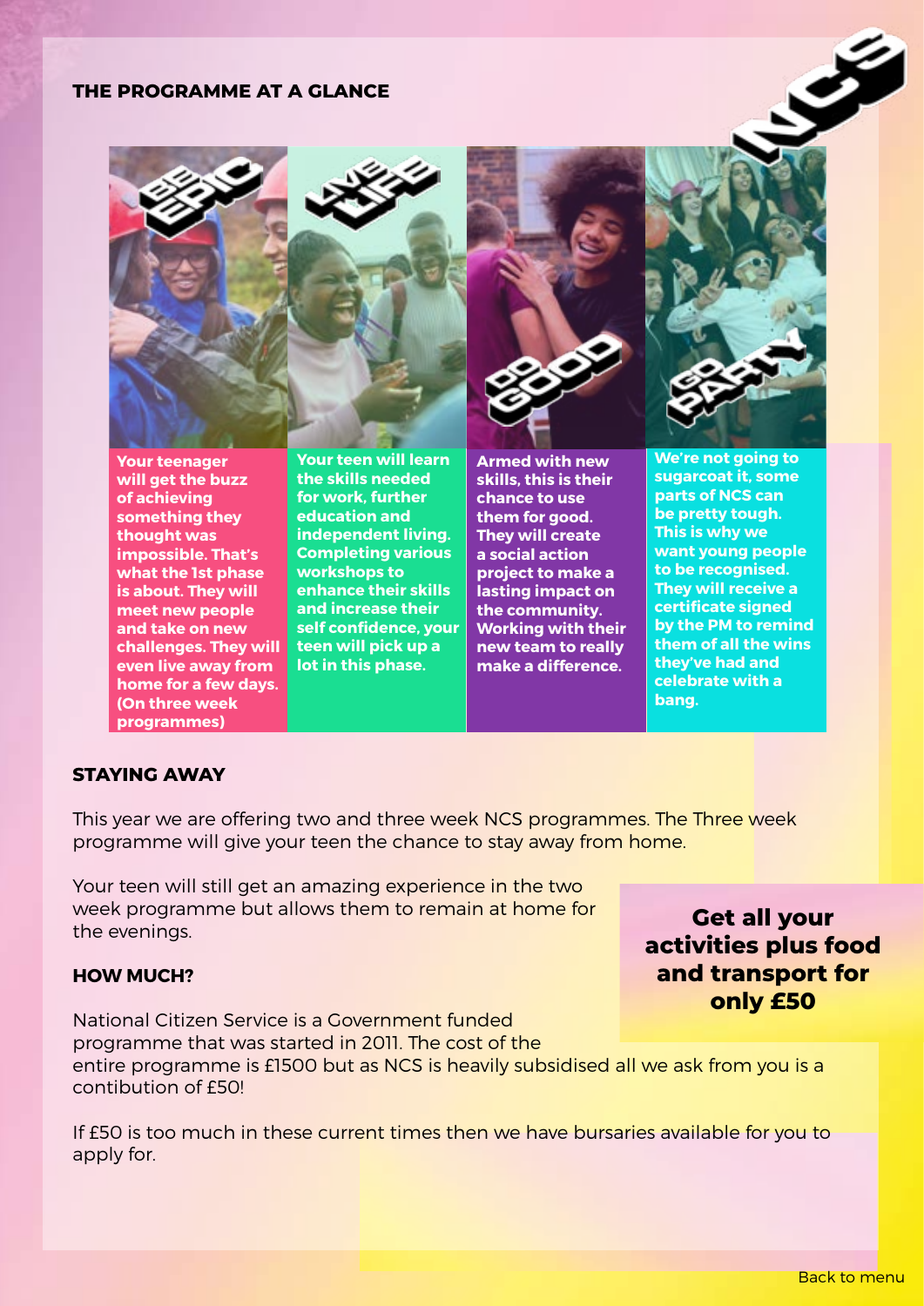## THE PROGRAMME AT A GLANCE

**BE EPIC**

**Your teenager will get the buzz of achieving something they thought was impossible. That's what the 1st phase is about. They will meet new people and take on new challenges. They will even live away from home for a few days. (On three week programmes)**

**LIVE LIFE**

**Your teen will learn the skills needed for work, further education and independent living. Completing various workshops to enhance their skills and increase their self confidence, your teen will pick up a lot in this phase.**

**DO GOOD**

**Armed with new skills, this is their chance to use them for good. They will create a social action project to make a lasting impact on the community. Working with their new team to really make a difference.**

**GO PARTY**

**We're not going to sugarcoat it, some parts of NCS can be pretty tough. This is why we want young people to be recognised. They will receive a certificate signed by the PM to remind them of all the wins they've had and celebrate with a bang.**

### STAYING AWAY

This year we are offering two and three week NCS programmes. The Three week programme will give your teen the chance to stay away from home.

Your teen will still get an amazing experience in the two week programme but allows them to remain at home for the evenings.

**Get all your activities plus food and transport for only £50**

### HOW MUCH?

National Citizen Service is a Government funded programme that was started in 2011. The cost of the entire programme is £1500 but as NCS is heavily subsidised all we ask from you is a contibution of £50!

If £50 is too much in these current times then we have bursaries available for you to apply for.

Back to menu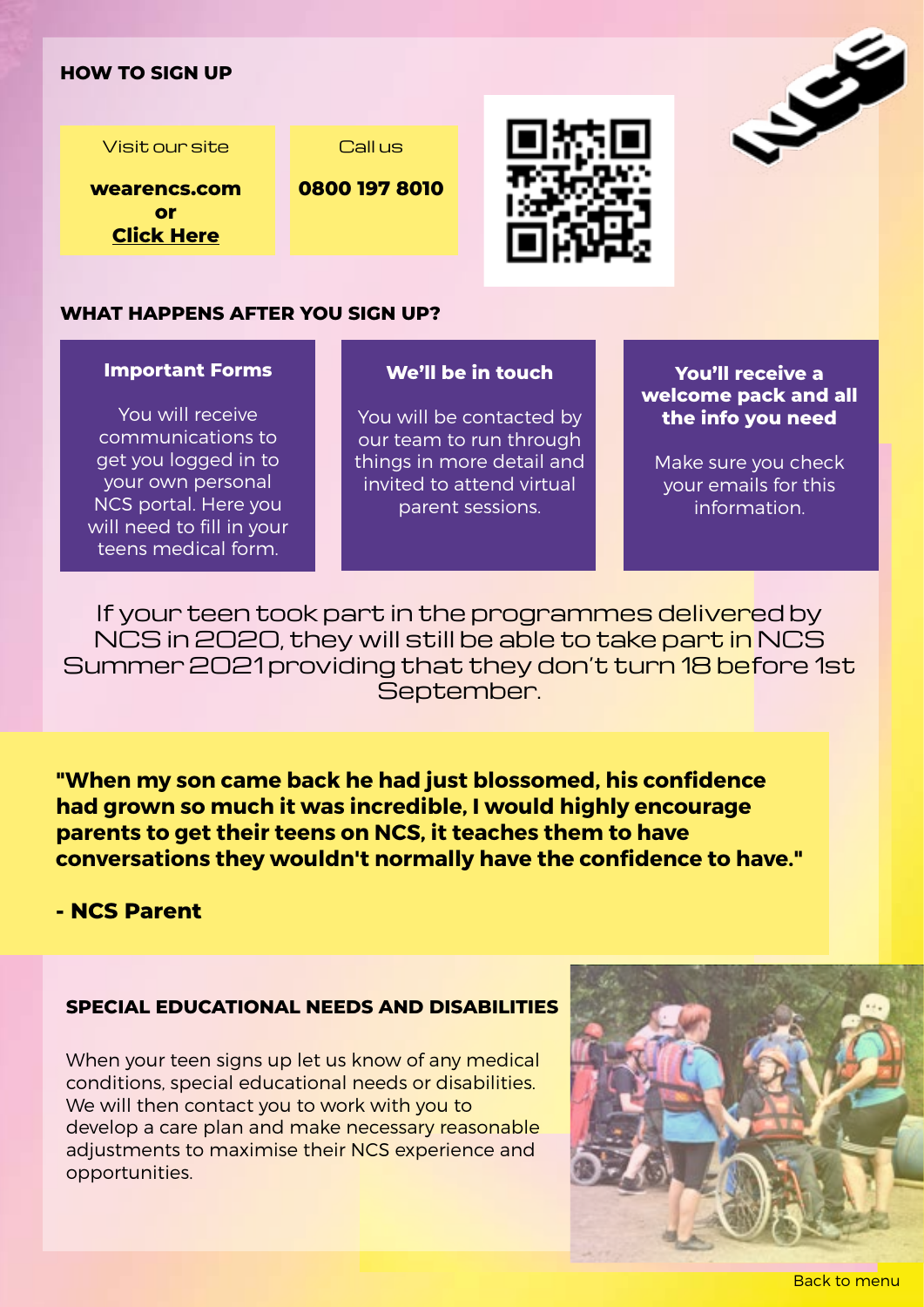## HOW TO SIGN UP

Visit our site

**wearencs.com**
**or**
**Click Here**

Call us

**0800 197 8010**

## WHAT HAPPENS AFTER YOU SIGN UP?

### Important Forms

You will receive communications to get you logged in to your own personal NCS portal. Here you will need to fill in your teens medical form.

### We'll be in touch

You will be contacted by our team to run through things in more detail and invited to attend virtual parent sessions.

### You'll receive a welcome pack and all the info you need

Make sure you check your emails for this information.

If your teen took part in the programmes delivered by NCS in 2020, they will still be able to take part in NCS Summer 2021 providing that they don't turn 18 before 1st September.

**"When my son came back he had just blossomed, his confidence had grown so much it was incredible, I would highly encourage parents to get their teens on NCS, it teaches them to have conversations they wouldn't normally have the confidence to have."**

**- NCS Parent**

## SPECIAL EDUCATIONAL NEEDS AND DISABILITIES

When your teen signs up let us know of any medical conditions, special educational needs or disabilities. We will then contact you to work with you to develop a care plan and make necessary reasonable adjustments to maximise their NCS experience and opportunities.

Back to menu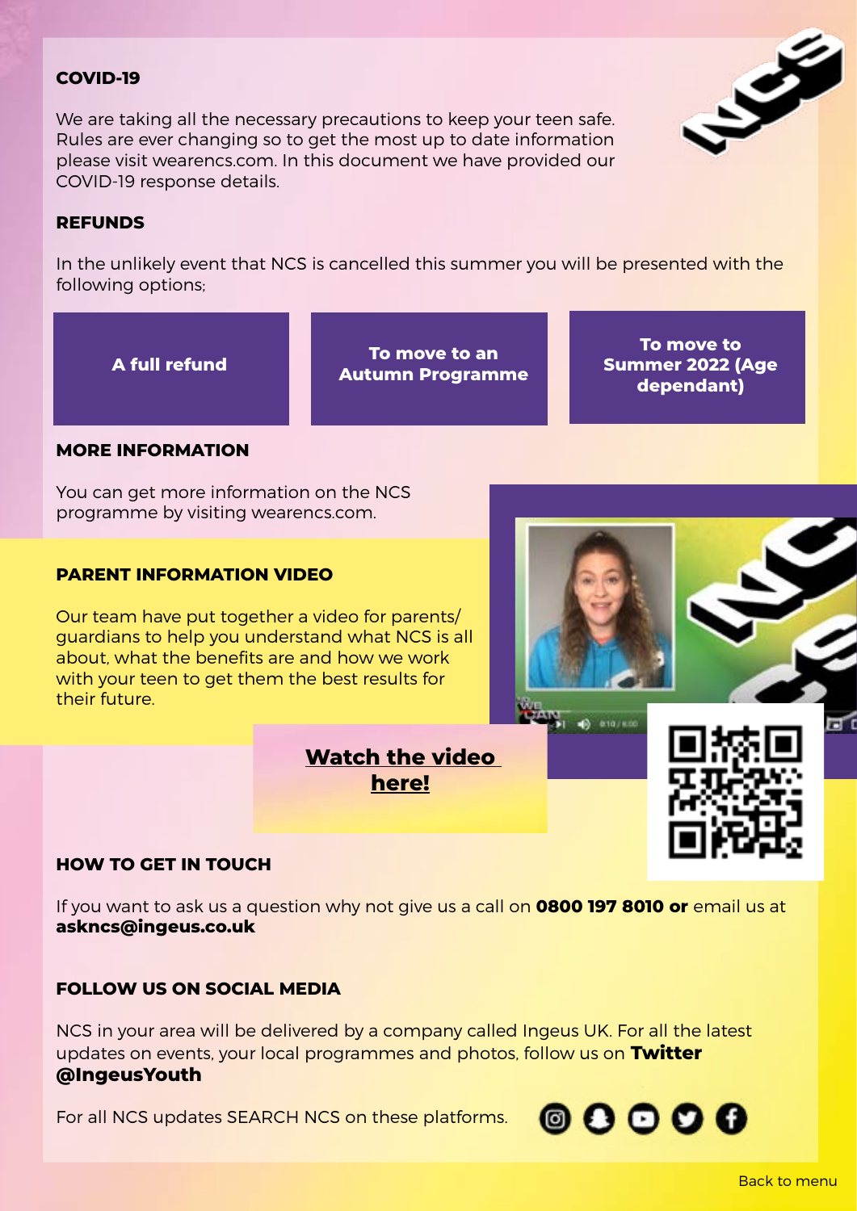## COVID-19

We are taking all the necessary precautions to keep your teen safe. Rules are ever changing so to get the most up to date information please visit wearencs.com. In this document we have provided our COVID-19 response details.

## REFUNDS

In the unlikely event that NCS is cancelled this summer you will be presented with the following options;

- **A full refund**
- **To move to an Autumn Programme**
- **To move to Summer 2022 (Age dependant)**

## MORE INFORMATION

You can get more information on the NCS programme by visiting wearencs.com.

## PARENT INFORMATION VIDEO

Our team have put together a video for parents/guardians to help you understand what NCS is all about, what the benefits are and how we work with your teen to get them the best results for their future.

**Watch the video here!**

## HOW TO GET IN TOUCH

If you want to ask us a question why not give us a call on **0800 197 8010 or** email us at **askncs@ingeus.co.uk**

## FOLLOW US ON SOCIAL MEDIA

NCS in your area will be delivered by a company called Ingeus UK. For all the latest updates on events, your local programmes and photos, follow us on **Twitter @IngeusYouth**

For all NCS updates SEARCH NCS on these platforms.

Back to menu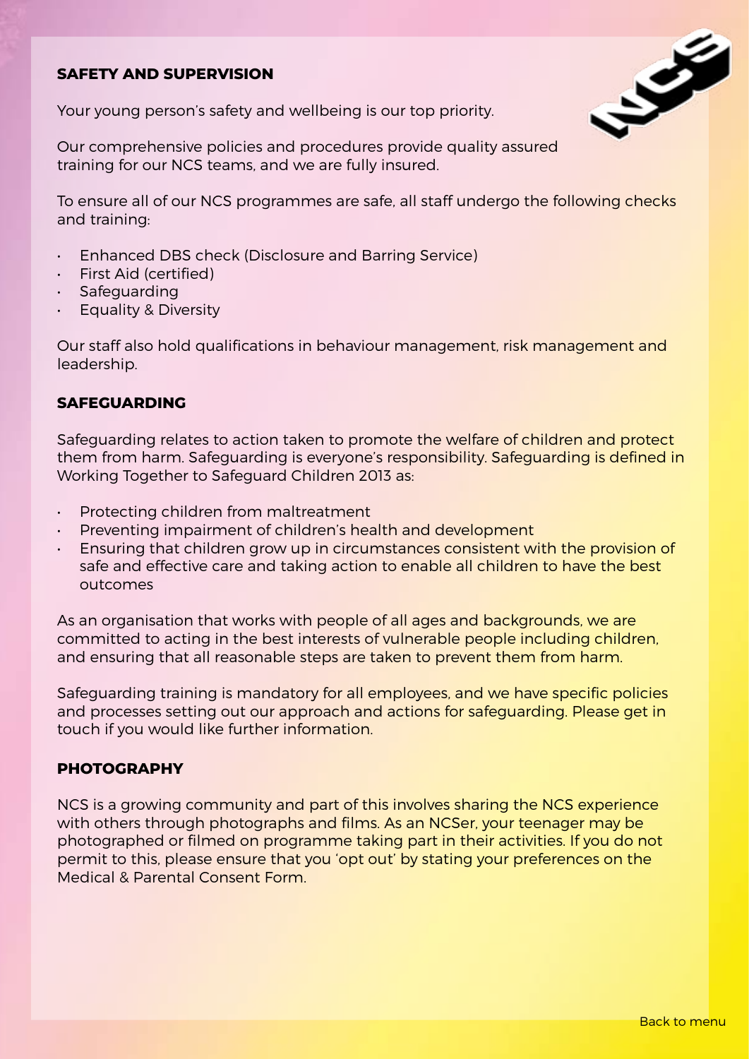## SAFETY AND SUPERVISION

Your young person's safety and wellbeing is our top priority.

Our comprehensive policies and procedures provide quality assured training for our NCS teams, and we are fully insured.

To ensure all of our NCS programmes are safe, all staff undergo the following checks and training:

- Enhanced DBS check (Disclosure and Barring Service)
- First Aid (certified)
- Safeguarding
- Equality & Diversity

Our staff also hold qualifications in behaviour management, risk management and leadership.

## SAFEGUARDING

Safeguarding relates to action taken to promote the welfare of children and protect them from harm. Safeguarding is everyone's responsibility. Safeguarding is defined in Working Together to Safeguard Children 2013 as:

- Protecting children from maltreatment
- Preventing impairment of children's health and development
- Ensuring that children grow up in circumstances consistent with the provision of safe and effective care and taking action to enable all children to have the best outcomes

As an organisation that works with people of all ages and backgrounds, we are committed to acting in the best interests of vulnerable people including children, and ensuring that all reasonable steps are taken to prevent them from harm.

Safeguarding training is mandatory for all employees, and we have specific policies and processes setting out our approach and actions for safeguarding. Please get in touch if you would like further information.

## PHOTOGRAPHY

NCS is a growing community and part of this involves sharing the NCS experience with others through photographs and films. As an NCSer, your teenager may be photographed or filmed on programme taking part in their activities. If you do not permit to this, please ensure that you 'opt out' by stating your preferences on the Medical & Parental Consent Form.

Back to menu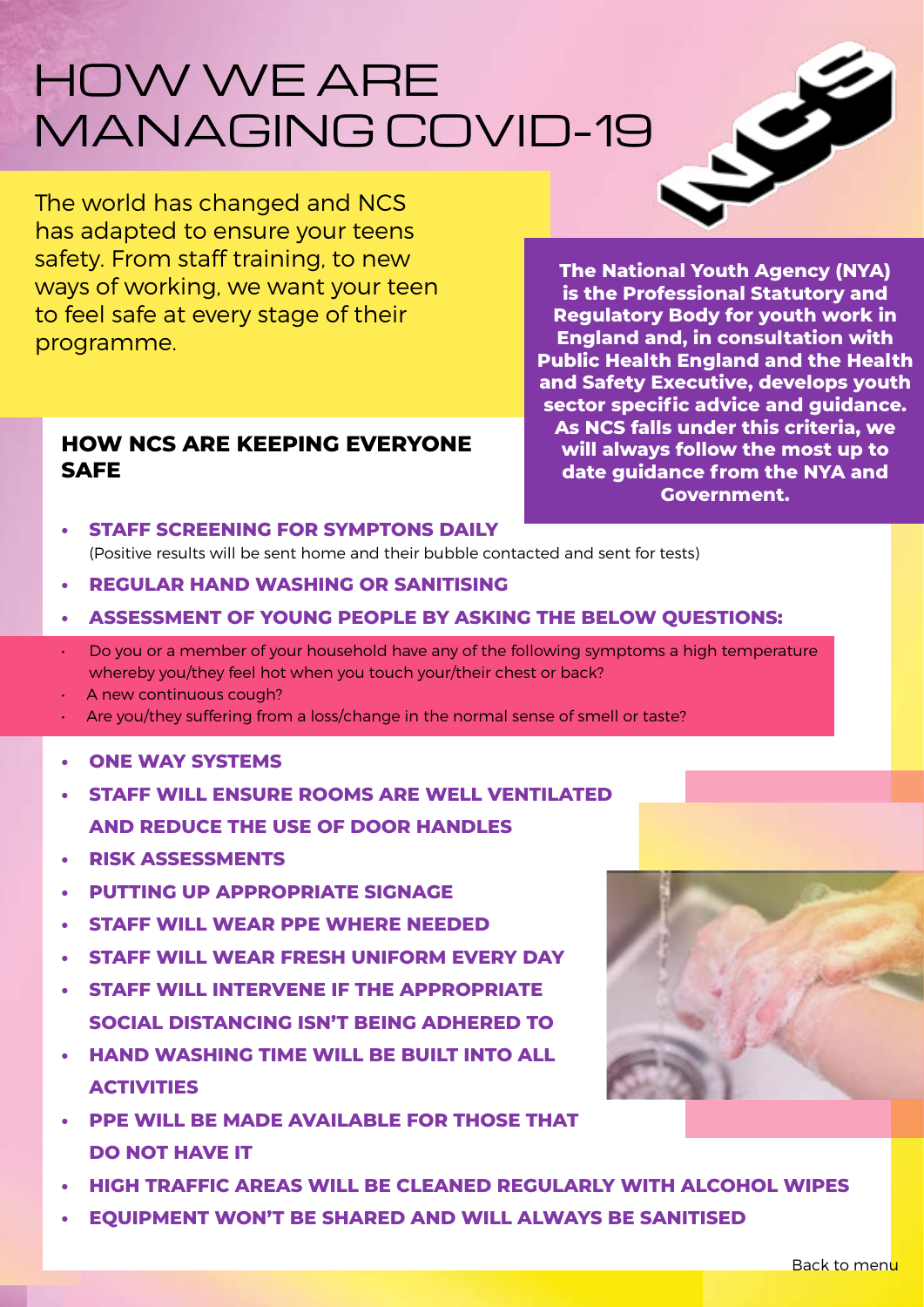# HOW WE ARE MANAGING COVID-19

The world has changed and NCS has adapted to ensure your teens safety. From staff training, to new ways of working, we want your teen to feel safe at every stage of their programme.

**The National Youth Agency (NYA) is the Professional Statutory and Regulatory Body for youth work in England and, in consultation with Public Health England and the Health and Safety Executive, develops youth sector specific advice and guidance. As NCS falls under this criteria, we will always follow the most up to date guidance from the NYA and Government.**

## HOW NCS ARE KEEPING EVERYONE SAFE

- **STAFF SCREENING FOR SYMPTONS DAILY**
  (Positive results will be sent home and their bubble contacted and sent for tests)
- **REGULAR HAND WASHING OR SANITISING**
- **ASSESSMENT OF YOUNG PEOPLE BY ASKING THE BELOW QUESTIONS:**
  - Do you or a member of your household have any of the following symptoms a high temperature whereby you/they feel hot when you touch you/their chest or back?
  - A new continuous cough?
  - Are you/they suffering from a loss/change in the normal sense of smell or taste?
- **ONE WAY SYSTEMS**
- **STAFF WILL ENSURE ROOMS ARE WELL VENTILATED AND REDUCE THE USE OF DOOR HANDLES**
- **RISK ASSESSMENTS**
- **PUTTING UP APPROPRIATE SIGNAGE**
- **STAFF WILL WEAR PPE WHERE NEEDED**
- **STAFF WILL WEAR FRESH UNIFORM EVERY DAY**
- **STAFF WILL INTERVENE IF THE APPROPRIATE SOCIAL DISTANCING ISN'T BEING ADHERED TO**
- **HAND WASHING TIME WILL BE BUILT INTO ALL ACTIVITIES**
- **PPE WILL BE MADE AVAILABLE FOR THOSE THAT DO NOT HAVE IT**
- **HIGH TRAFFIC AREAS WILL BE CLEANED REGULARLY WITH ALCOHOL WIPES**
- **EQUIPMENT WON'T BE SHARED AND WILL ALWAYS BE SANITISED**

Back to menu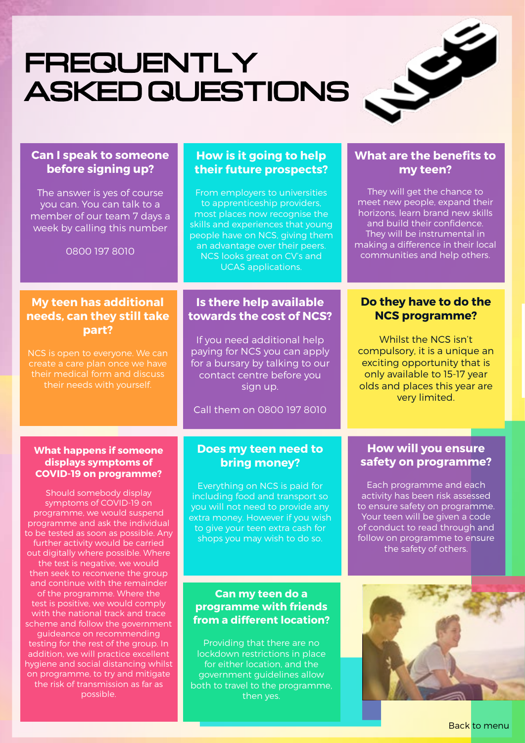# FREQUENTLY ASKED QUESTIONS

## Can I speak to someone before signing up?

The answer is yes of course you can. You can talk to a member of our team 7 days a week by calling this number

0800 197 8010

## How is it going to help their future prospects?

From employers to universities to apprenticeship providers, most places now recognise the skills and experiences that young people have on NCS, giving them an advantage over their peers. NCS looks great on CV's and UCAS applications.

## What are the benefits to my teen?

They will get the chance to meet new people, expand their horizons, learn brand new skills and build their confidence. They will be instrumental in making a difference in their local communities and help others.

## My teen has additional needs, can they still take part?

NCS is open to everyone. We can create a care plan once we have their medical form and discuss their needs with yourself.

## Is there help available towards the cost of NCS?

If you need additional help paying for NCS you can apply for a bursary by talking to our contact centre before you sign up.

Call them on 0800 197 8010

## Do they have to do the NCS programme?

Whilst the NCS isn't compulsory, it is a unique an exciting opportunity that is only available to 15-17 year olds and places this year are very limited.

## What happens if someone displays symptoms of COVID-19 on programme?

Should somebody display symptoms of COVID-19 on programme, we would suspend programme and ask the individual to be tested as soon as possible. Any further activity would be carried out digitally where possible. Where the test is negative, we would then seek to reconvene the group and continue with the remainder of the programme. Where the test is positive, we would comply with the national track and trace scheme and follow the government guidance on recommending testing for the rest of the group. In addition, we will practice excellent hygiene and social distancing whilst on programme, to try and mitigate the risk of transmission as far as possible.

## Does my teen need to bring money?

Everything on NCS is paid for including food and transport so you will not need to provide any extra money. However if you wish to give your teen extra cash for shops you may wish to do so.

## How will you ensure safety on programme?

Each programme and each activity has been risk assessed to ensure safety on programme. Your teen will be given a code of conduct to read through and follow on programme to ensure the safety of others.

## Can my teen do a programme with friends from a different location?

Providing that there are no lockdown restrictions in place for either location, and the government guidelines allow both to travel to the programme, then yes.

Back to menu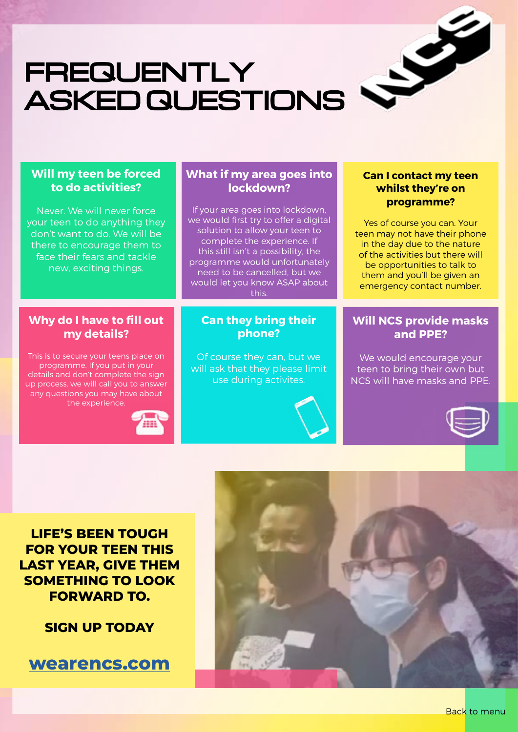# FREQUENTLY ASKED QUESTIONS

### Will my teen be forced to do activities?

Never. We will never force your teen to do anything they don't want to do. We will be there to encourage them to face their fears and tackle new, exciting things.

### What if my area goes into lockdown?

If your area goes into lockdown, we would first try to offer a digital solution to allow your teen to complete the experience. If this still isn't a possibility, the programme would unfortunately need to be cancelled, but we would let you know ASAP about this.

### Can I contact my teen whilst they're on programme?

Yes of course you can. Your teen may not have their phone in the day due to the nature of the activities but there will be opportunities to talk to them and you'll be given an emergency contact number.

### Why do I have to fill out my details?

This is to secure your teens place on programme. If you put in your details and don't complete the sign up process, we will call you to answer any questions you may have about the experience.

### Can they bring their phone?

Of course they can, but we will ask that they please limit use during activites.

### Will NCS provide masks and PPE?

We would encourage your teen to bring their own but NCS will have masks and PPE.

**LIFE'S BEEN TOUGH FOR YOUR TEEN THIS LAST YEAR, GIVE THEM SOMETHING TO LOOK FORWARD TO.**

**SIGN UP TODAY**

**wearencs.com**

Back to menu